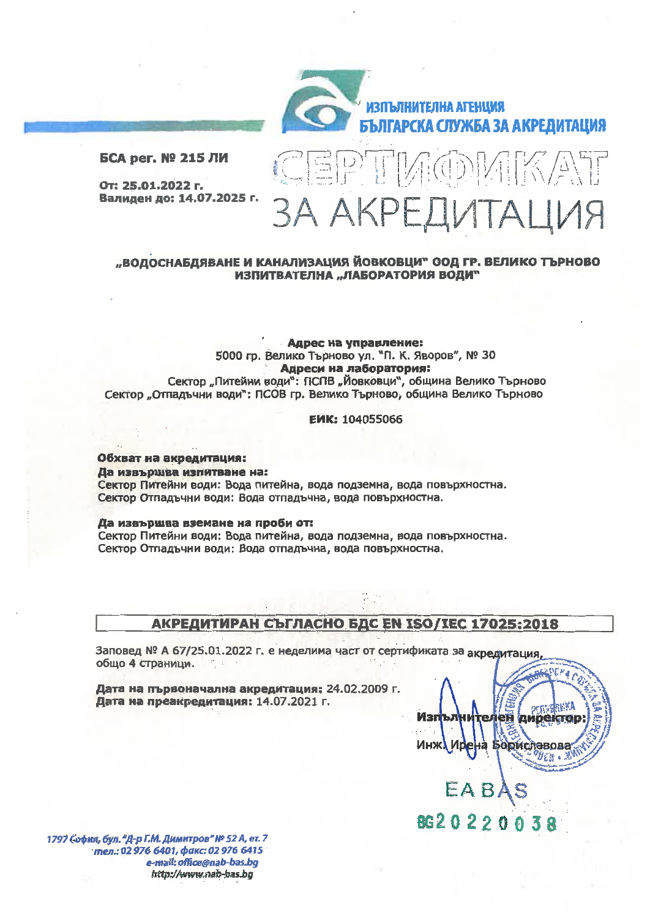ИЗПЪЛНИТЕЛНА АГЕНЦИЯ
БЪЛГАРСКА СЛУЖБА ЗА АКРЕДИТАЦИЯ

**БСА рег. № 215 ЛИ**

**От: 25.01.2022 г.**
**Валиден до: 14.07.2025 г.**

# СЕРТИФИКАТ ЗА АКРЕДИТАЦИЯ

**„ВОДОСНАБДЯВАНЕ И КАНАЛИЗАЦИЯ ЙОВКОВЦИ" ООД ГР. ВЕЛИКО ТЪРНОВО**
**ИЗПИТВАТЕЛНА „ЛАБОРАТОРИЯ ВОДИ"**

**Адрес на управление:**
5000 гр. Велико Търново ул. "П. К. Яворов", № 30
**Адреси на лаборатория:**
Сектор „Питейни води": ПСПВ „Йовковци", община Велико Търново
Сектор „Отпадъчни води": ПСОВ гр. Велико Търново, община Велико Търново

**ЕИК:** 104055066

**Обхват на акредитация:**
**Да извършва изпитване на:**
Сектор Питейни води: Вода питейна, вода подземна, вода повърхностна.
Сектор Отпадъчни води: Вода отпадъчна, вода повърхностна.

**Да извършва вземане на проби от:**
Сектор Питейни води: Вода питейна, вода подземна, вода повърхностна.
Сектор Отпадъчни води: Вода отпадъчна, вода повърхностна.

**АКРЕДИТИРАН СЪГЛАСНО БДС EN ISO/IEC 17025:2018**

Заповед № А 67/25.01.2022 г. е неделима част от сертификата за акредитация, общо 4 страници.

**Дата на първоначална акредитация:** 24.02.2009 г.
**Дата на преакредитация:** 14.07.2021 г.

**Изпълнителен директор:**
Инж. Ирена Бориславова

EA BAS
BG20220038

1797 София, бул. "Д-р Г.М. Димитров" № 52 А, ет. 7
тел.: 02 976 6401, факс: 02 976 6415
e-mail: office@nab-bas.bg
http://www.nab-bas.bg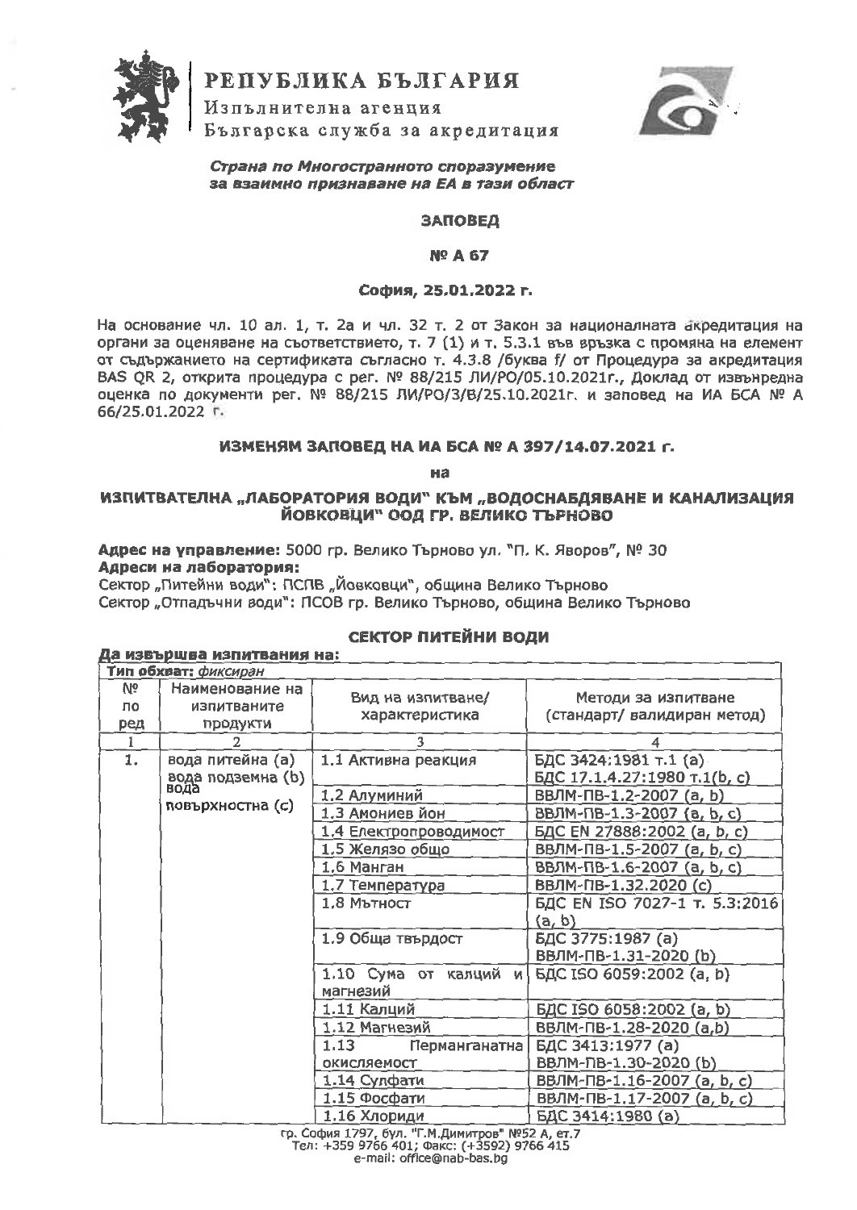# РЕПУБЛИКА БЪЛГАРИЯ

Изпълнителна агенция
Българска служба за акредитация

***Страна по Многостранното споразумение за взаимно признаване на ЕА в тази област***

## ЗАПОВЕД

## № А 67

**София, 25.01.2022 г.**

На основание чл. 10 ал. 1, т. 2а и чл. 32 т. 2 от Закон за националната акредитация на органи за оценяване на съответствието, т. 7 (1) и т. 5.3.1 във връзка с промяна на елемент от съдържанието на сертификата съгласно т. 4.3.8 /буква f/ от Процедура за акредитация BAS QR 2, открита процедура с рег. № 88/215 ЛИ/РО/05.10.2021г., Доклад от извънредна оценка по документи рег. № 88/215 ЛИ/РО/3/В/25.10.2021г. и заповед на ИА БСА № А 66/25.01.2022 г.

### ИЗМЕНЯМ ЗАПОВЕД НА ИА БСА № А 397/14.07.2021 г.

**на**

### ИЗПИТВАТЕЛНА „ЛАБОРАТОРИЯ ВОДИ" КЪМ „ВОДОСНАБДЯВАНЕ И КАНАЛИЗАЦИЯ ЙОВКОВЦИ" ООД ГР. ВЕЛИКО ТЪРНОВО

**Адрес на управление:** 5000 гр. Велико Търново ул. "П. К. Яворов", № 30
**Адреси на лабораторията:**
Сектор „Питейни води": ПСПВ „Йовковци", община Велико Търново
Сектор „Отпадъчни води": ПСОВ гр. Велико Търново, община Велико Търново

### СЕКТОР ПИТЕЙНИ ВОДИ

**Да извършва изпитвания на:**

**Тип обхват:** *фиксиран*

| № по ред | Наименование на изпитваните продукти | Вид на изпитване/ характеристика | Методи за изпитване (стандарт/ валидиран метод) |
|---|---|---|---|
| 1 | 2 | 3 | 4 |
| 1. | вода питейна (a) вода подземна (b) вода повърхностна (c) | 1.1 Активна реакция | БДС 3424:1981 т.1 (a) БДС 17.1.4.27:1980 т.1(b, c) |
| | | 1.2 Алуминий | ВВЛМ-ПВ-1.2-2007 (a, b) |
| | | 1.3 Амониев йон | ВВЛМ-ПВ-1.3-2007 (a, b, c) |
| | | 1.4 Електропроводимост | БДС EN 27888:2002 (a, b, c) |
| | | 1.5 Желязо общо | ВВЛМ-ПВ-1.5-2007 (a, b, c) |
| | | 1.6 Манган | ВВЛМ-ПВ-1.6-2007 (a, b, c) |
| | | 1.7 Температура | ВВЛМ-ПВ-1.32.2020 (c) |
| | | 1.8 Мътност | БДС EN ISO 7027-1 т. 5.3:2016 (a, b) |
| | | 1.9 Обща твърдост | БДС 3775:1987 (a) ВВЛМ-ПВ-1.31-2020 (b) |
| | | 1.10 Сума от калций и магнезий | БДС ISO 6059:2002 (a, b) |
| | | 1.11 Калций | БДС ISO 6058:2002 (a, b) |
| | | 1.12 Магнезий | ВВЛМ-ПВ-1.28-2020 (a,b) |
| | | 1.13 Перманганатна окисляемост | БДС 3413:1977 (a) ВВЛМ-ПВ-1.30-2020 (b) |
| | | 1.14 Сулфати | ВВЛМ-ПВ-1.16-2007 (a, b, c) |
| | | 1.15 Фосфати | ВВЛМ-ПВ-1.17-2007 (a, b, c) |
| | | 1.16 Хлориди | БДС 3414:1980 (a) |

гр. София 1797, бул. "Г.М.Димитров" №52 А, ет.7
Тел: +359 9766 401; Факс: (+3592) 9766 415
e-mail: office@nab-bas.bg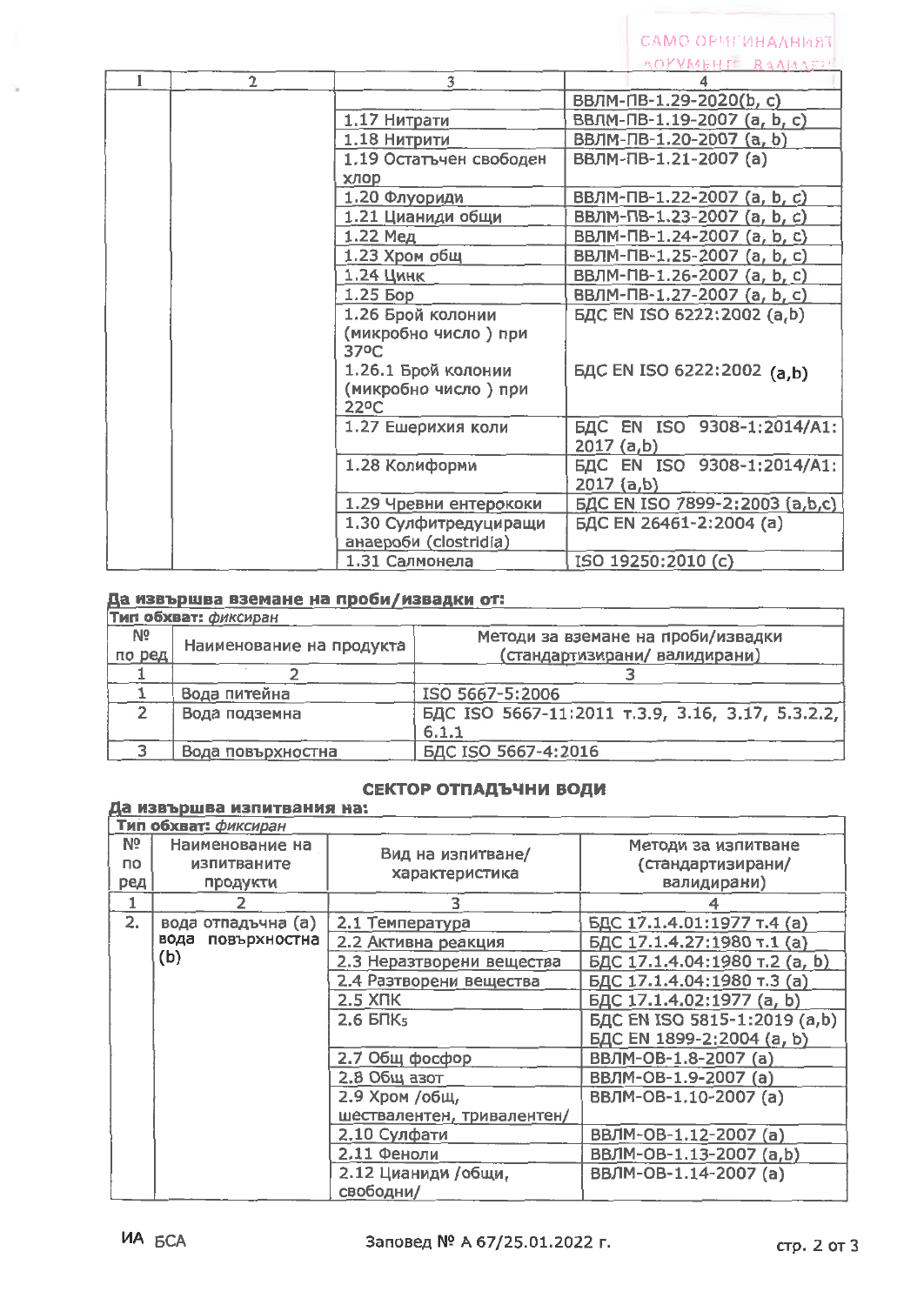САМО ОРИГИНАЛНИЯТ ДОКУМЕНТ Е ВАЛИДЕН

| 1 | 2 | 3 | 4 |
|---|---|---|---|
| | | | ВВЛМ-ПВ-1.29-2020(b, c) |
| | | 1.17 Нитрати | ВВЛМ-ПВ-1.19-2007 (a, b, c) |
| | | 1.18 Нитрити | ВВЛМ-ПВ-1.20-2007 (a, b) |
| | | 1.19 Остатъчен свободен хлор | ВВЛМ-ПВ-1.21-2007 (a) |
| | | 1.20 Флуориди | ВВЛМ-ПВ-1.22-2007 (a, b, c) |
| | | 1.21 Цианиди общи | ВВЛМ-ПВ-1.23-2007 (a, b, c) |
| | | 1.22 Мед | ВВЛМ-ПВ-1.24-2007 (a, b, c) |
| | | 1.23 Хром общ | ВВЛМ-ПВ-1.25-2007 (a, b, c) |
| | | 1.24 Цинк | ВВЛМ-ПВ-1.26-2007 (a, b, c) |
| | | 1.25 Бор | ВВЛМ-ПВ-1.27-2007 (a, b, c) |
| | | 1.26 Брой колонии (микробно число ) при 37ºC | БДС EN ISO 6222:2002 (a,b) |
| | | 1.26.1 Брой колонии (микробно число ) при 22ºC | БДС EN ISO 6222:2002 (a,b) |
| | | 1.27 Ешерихия коли | БДС EN ISO 9308-1:2014/A1: 2017 (a,b) |
| | | 1.28 Колиформи | БДС EN ISO 9308-1:2014/A1: 2017 (a,b) |
| | | 1.29 Чревни ентерококи | БДС EN ISO 7899-2:2003 (a,b,c) |
| | | 1.30 Сулфитредуциращи анаероби (clostridia) | БДС EN 26461-2:2004 (a) |
| | | 1.31 Салмонела | ISO 19250:2010 (c) |

**Да извършва вземане на проби/извадки от:**

Тип обхват: *фиксиран*

| № по ред | Наименование на продукта | Методи за вземане на проби/извадки (стандартизирани/ валидирани) |
|---|---|---|
| 1 | 2 | 3 |
| 1 | Вода питейна | ISO 5667-5:2006 |
| 2 | Вода подземна | БДС ISO 5667-11:2011 т.3.9, 3.16, 3.17, 5.3.2.2, 6.1.1 |
| 3 | Вода повърхностна | БДС ISO 5667-4:2016 |

## СЕКТОР ОТПАДЪЧНИ ВОДИ

**Да извършва изпитвания на:**

Тип обхват: *фиксиран*

| № по ред | Наименование на изпитваните продукти | Вид на изпитване/ характеристика | Методи за изпитване (стандартизирани/ валидирани) |
|---|---|---|---|
| 1 | 2 | 3 | 4 |
| 2. | вода отпадъчна (a) вода повърхностна (b) | 2.1 Температура | БДС 17.1.4.01:1977 т.4 (a) |
| | | 2.2 Активна реакция | БДС 17.1.4.27:1980 т.1 (a) |
| | | 2.3 Неразтворени вещества | БДС 17.1.4.04:1980 т.2 (a, b) |
| | | 2.4 Разтворени вещества | БДС 17.1.4.04:1980 т.3 (a) |
| | | 2.5 ХПК | БДС 17.1.4.02:1977 (a, b) |
| | | 2.6 $БПК_5$ | БДС EN ISO 5815-1:2019 (a,b) БДС EN 1899-2:2004 (a, b) |
| | | 2.7 Общ фосфор | ВВЛМ-ОВ-1.8-2007 (a) |
| | | 2.8 Общ азот | ВВЛМ-ОВ-1.9-2007 (a) |
| | | 2.9 Хром /общ, шествалентен, тривалентен/ | ВВЛМ-ОВ-1.10-2007 (a) |
| | | 2.10 Сулфати | ВВЛМ-ОВ-1.12-2007 (a) |
| | | 2.11 Феноли | ВВЛМ-ОВ-1.13-2007 (a,b) |
| | | 2.12 Цианиди /общи, свободни/ | ВВЛМ-ОВ-1.14-2007 (a) |

ИА БСА Заповед № А 67/25.01.2022 г.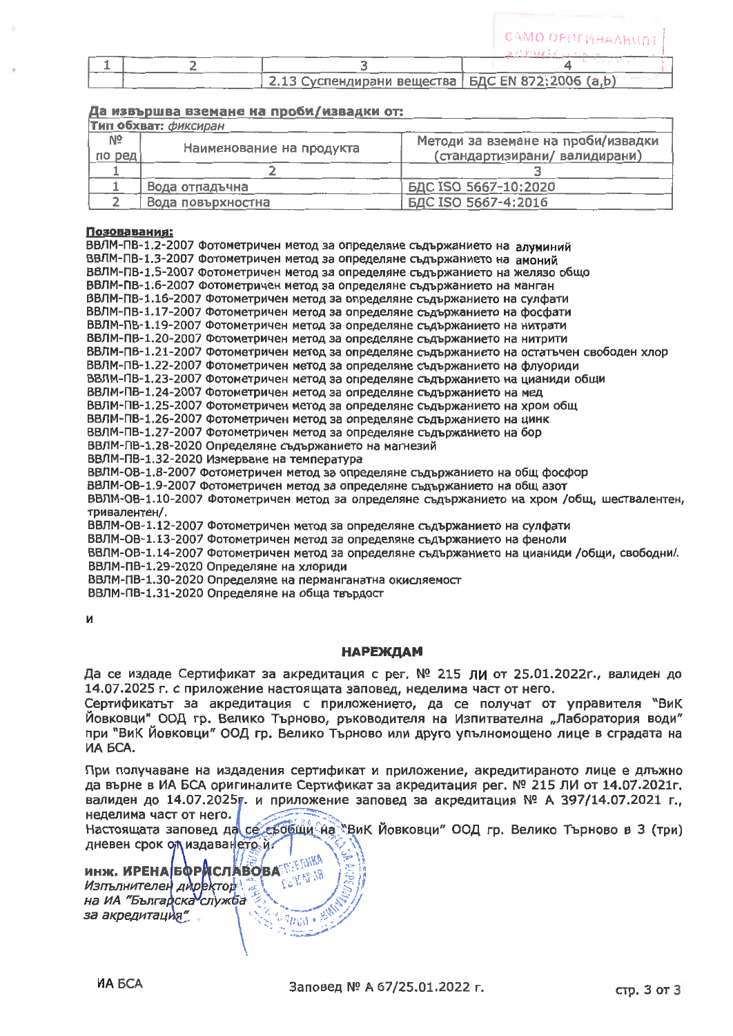САМО ОРИГИНАЛНИЯТ

| 1 | 2 | 3 | 4 |
|---|---|---|---|
| | | 2.13 Суспендирани вещества | БДС EN 872:2006 (a,b) |

**Да извършва вземане на проби/извадки от:**

| Тип обхват: *фиксиран* | | |
|---|---|---|
| № по ред | Наименование на продукта | Методи за вземане на проби/извадки (стандартизирани/ валидирани) |
| 1 | 2 | 3 |
| 1 | Вода отпадъчна | БДС ISO 5667-10:2020 |
| 2 | Вода повърхностна | БДС ISO 5667-4:2016 |

**Позовавания:**

ВВЛМ-ПВ-1.2-2007 Фотометричен метод за определяне съдържанието на алуминий
ВВЛМ-ПВ-1.3-2007 Фотометричен метод за определяне съдържанието на амоний
ВВЛМ-ПВ-1.5-2007 Фотометричен метод за определяне съдържанието на желязо общо
ВВЛМ-ПВ-1.6-2007 Фотометричен метод за определяне съдържанието на манган
ВВЛМ-ПВ-1.16-2007 Фотометричен метод за определяне съдържанието на сулфати
ВВЛМ-ПВ-1.17-2007 Фотометричен метод за определяне съдържанието на фосфати
ВВЛМ-ПВ-1.19-2007 Фотометричен метод за определяне съдържанието на нитрати
ВВЛМ-ПВ-1.20-2007 Фотометричен метод за определяне съдържанието на нитрити
ВВЛМ-ПВ-1.21-2007 Фотометричен метод за определяне съдържанието на остатъчен свободен хлор
ВВЛМ-ПВ-1.22-2007 Фотометричен метод за определяне съдържанието на флуориди
ВВЛМ-ПВ-1.23-2007 Фотометричен метод за определяне съдържанието на цианиди общи
ВВЛМ-ПВ-1.24-2007 Фотометричен метод за определяне съдържанието на мед
ВВЛМ-ПВ-1.25-2007 Фотометричен метод за определяне съдържанието на хром общ
ВВЛМ-ПВ-1.26-2007 Фотометричен метод за определяне съдържанието на цинк
ВВЛМ-ПВ-1.27-2007 Фотометричен метод за определяне съдържанието на бор
ВВЛМ-ПВ-1.28-2020 Определяне съдържанието на магнезий
ВВЛМ-ПВ-1.32-2020 Измерване на температура
ВВЛМ-ОВ-1.8-2007 Фотометричен метод за определяне съдържанието на общ фосфор
ВВЛМ-ОВ-1.9-2007 Фотометричен метод за определяне съдържанието на общ азот
ВВЛМ-ОВ-1.10-2007 Фотометричен метод за определяне съдържанието на хром /общ, шествалентен, тривалентен/.
ВВЛМ-ОВ-1.12-2007 Фотометричен метод за определяне съдържанието на сулфати
ВВЛМ-ОВ-1.13-2007 Фотометричен метод за определяне съдържанието на феноли
ВВЛМ-ОВ-1.14-2007 Фотометричен метод за определяне съдържанието на цианиди /общи, свободни/.
ВВЛМ-ПВ-1.29-2020 Определяне на хлориди
ВВЛМ-ПВ-1.30-2020 Определяне на перманганатна окисляемост
ВВЛМ-ПВ-1.31-2020 Определяне на обща твърдост

и

**НАРЕЖДАМ**

Да се издаде Сертификат за акредитация с рег. № 215 ЛИ от 25.01.2022г., валиден до 14.07.2025 г. с приложение настоящата заповед, неделима част от него.
Сертификатът за акредитация с приложението, да се получат от управителя "ВиК Йовковци" ООД гр. Велико Търново, ръководителя на Изпитвателна „Лаборатория води" при "ВиК Йовковци" ООД гр. Велико Търново или друго упълномощено лице в сградата на ИА БСА.

При получаване на издадения сертификат и приложение, акредитираното лице е длъжно да върне в ИА БСА оригиналите Сертификат за акредитация рег. № 215 ЛИ от 14.07.2021г. валиден до 14.07.2025г. и приложение заповед за акредитация № А 397/14.07.2021 г., неделима част от него.
Настоящата заповед да се съобщи на "ВиК Йовковци" ООД гр. Велико Търново в 3 (три) дневен срок от издаването й.

**инж. ИРЕНА БОРИСЛАВОВА**
*Изпълнителен директор*
*на ИА "Българска служба*
*за акредитация"*

ИА БСА    Заповед № А 67/25.01.2022 г.